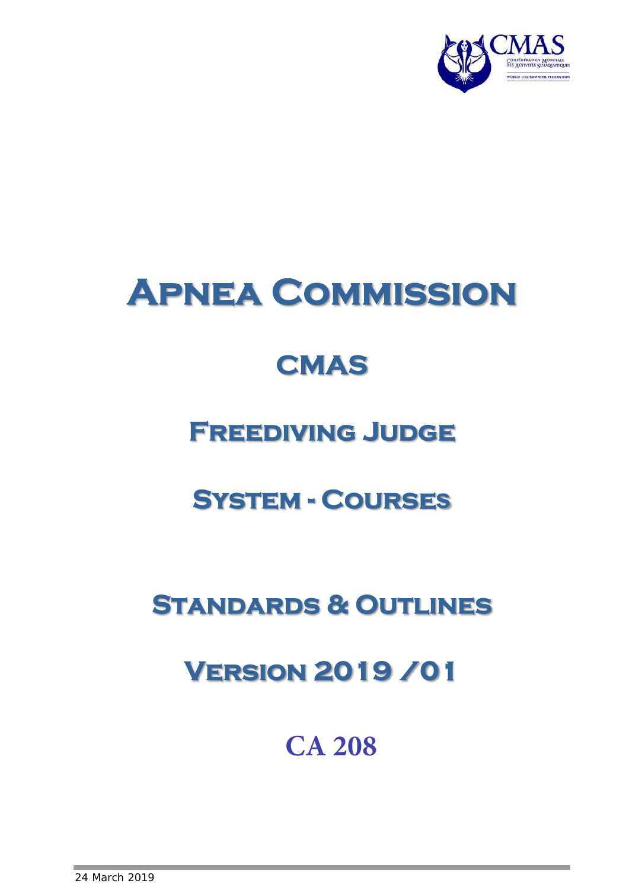# Apnea Commission

# CMAS

# Freediving Judge

# System - Courses

# Standards & Outlines

# Version 2019 /01

# CA 208

24 March 2019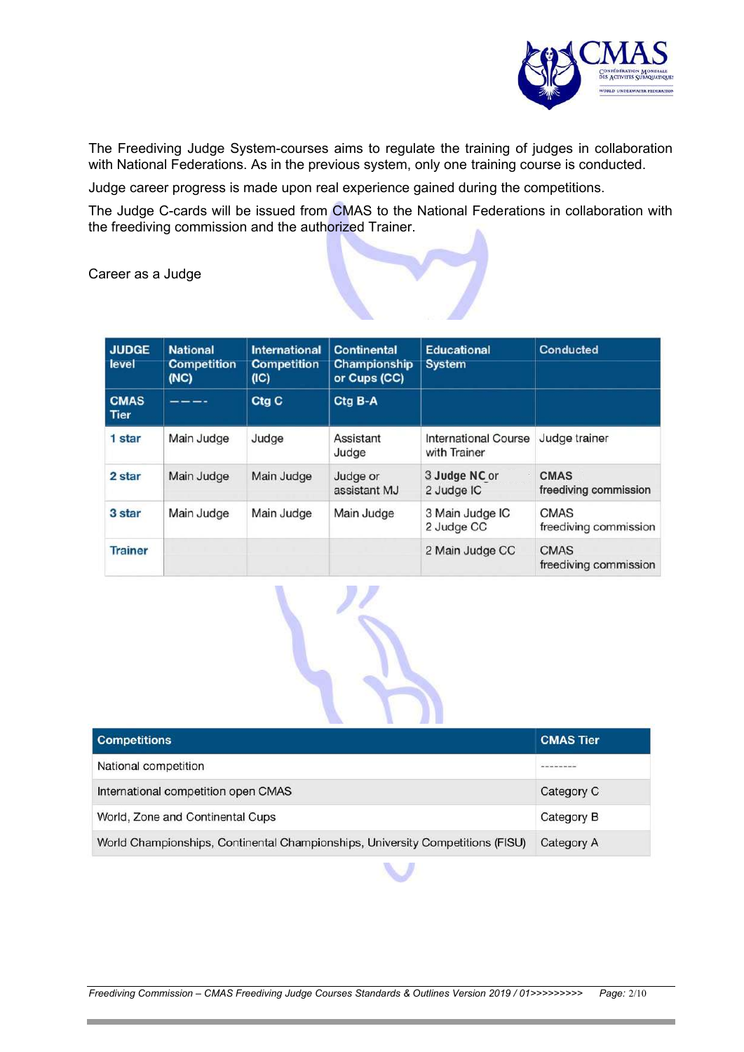The Freediving Judge System-courses aims to regulate the training of judges in collaboration with National Federations. As in the previous system, only one training course is conducted.

Judge career progress is made upon real experience gained during the competitions.

The Judge C-cards will be issued from CMAS to the National Federations in collaboration with the freediving commission and the authorized Trainer.

Career as a Judge

| JUDGE level | National Competition (NC) | International Competition (IC) | Continental Championship or Cups (CC) | Educational System | Conducted |
|---|---|---|---|---|---|
| CMAS Tier | ---- | Ctg C | Ctg B-A | | |
| 1 star | Main Judge | Judge | Assistant Judge | International Course with Trainer | Judge trainer |
| 2 star | Main Judge | Main Judge | Judge or assistant MJ | 3 Judge NC or 2 Judge IC | CMAS freediving commission |
| 3 star | Main Judge | Main Judge | Main Judge | 3 Main Judge IC 2 Judge CC | CMAS freediving commission |
| Trainer | | | | 2 Main Judge CC | CMAS freediving commission |

| Competitions | CMAS Tier |
|---|---|
| National competition | -------- |
| International competition open CMAS | Category C |
| World, Zone and Continental Cups | Category B |
| World Championships, Continental Championships, University Competitions (FISU) | Category A |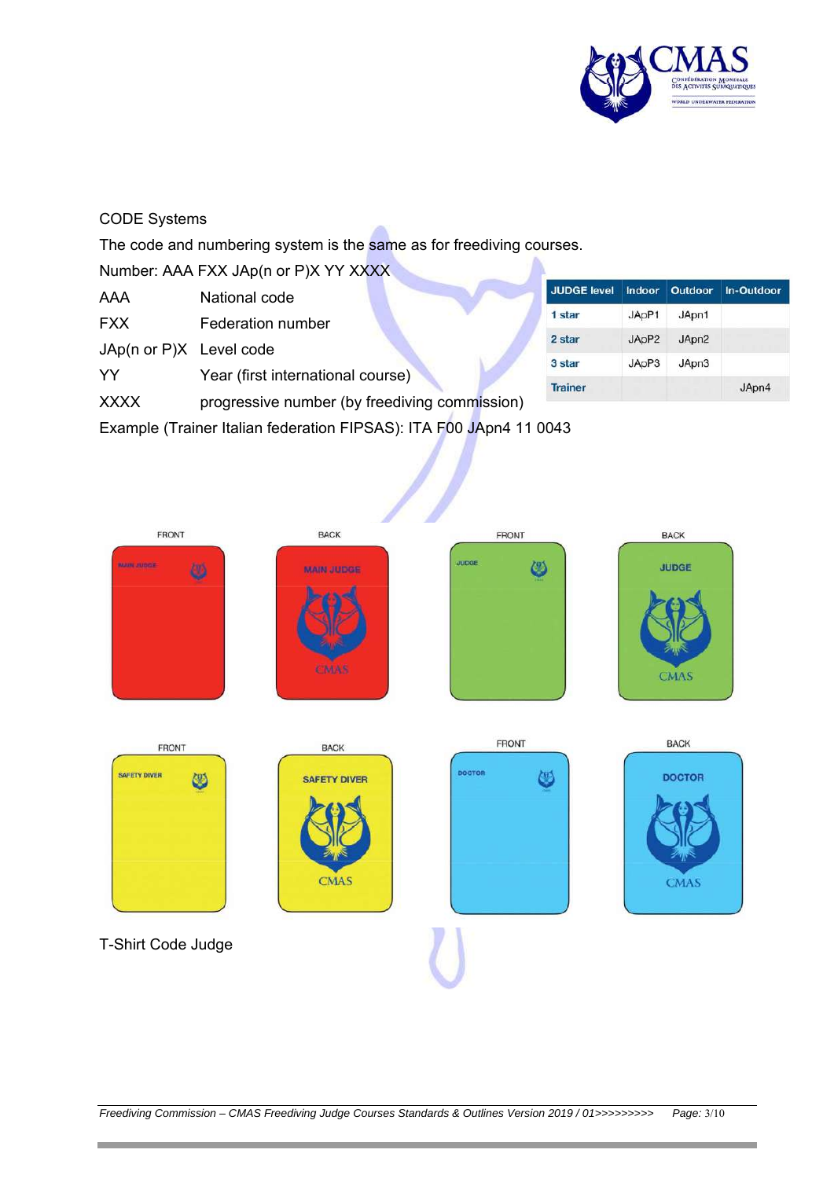CODE Systems

The code and numbering system is the same as for freediving courses.

Number: AAA FXX JAp(n or P)X YY XXXX

| | |
|---|---|
| AAA | National code |
| FXX | Federation number |
| JAp(n or P)X | Level code |
| YY | Year (first international course) |
| XXXX | progressive number (by freediving commission) |

| JUDGE level | Indoor | Outdoor | In-Outdoor |
|---|---|---|---|
| 1 star | JApP1 | JApn1 | |
| 2 star | JApP2 | JApn2 | |
| 3 star | JApP3 | JApn3 | |
| Trainer | | | JApn4 |

Example (Trainer Italian federation FIPSAS): ITA F00 JApn4 11 0043

T-Shirt Code Judge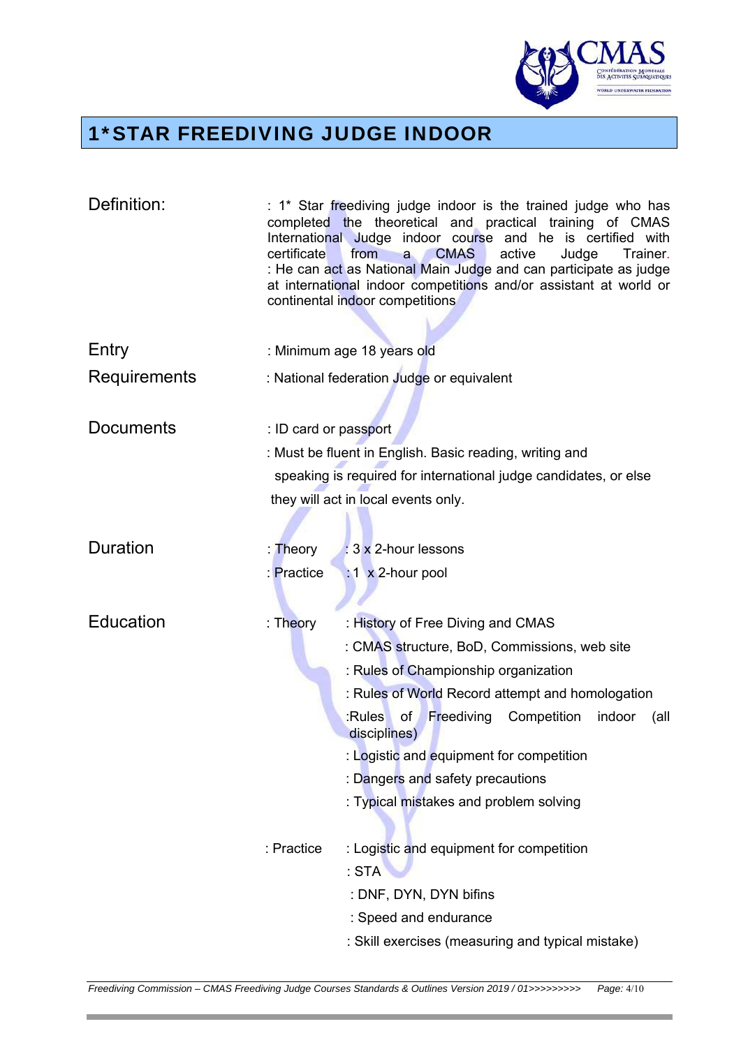# 1*STAR FREEDIVING JUDGE INDOOR

| | | |
|---|---|---|
| Definition: | : 1* Star freediving judge indoor is the trained judge who has completed the theoretical and practical training of CMAS International Judge indoor course and he is certified with certificate from a CMAS active Judge Trainer.<br>: He can act as National Main Judge and can participate as judge at international indoor competitions and/or assistant at world or continental indoor competitions | |
| Entry Requirements | : Minimum age 18 years old<br>: National federation Judge or equivalent | |
| Documents | : ID card or passport<br>: Must be fluent in English. Basic reading, writing and speaking is required for international judge candidates, or else they will act in local events only. | |
| Duration | : Theory | : 3 x 2-hour lessons |
| | : Practice | : 1 x 2-hour pool |
| Education | : Theory | : History of Free Diving and CMAS<br>: CMAS structure, BoD, Commissions, web site<br>: Rules of Championship organization<br>: Rules of World Record attempt and homologation<br>:Rules of Freediving Competition indoor (all disciplines)<br>: Logistic and equipment for competition<br>: Dangers and safety precautions<br>: Typical mistakes and problem solving |
| | : Practice | : Logistic and equipment for competition<br>: STA<br>: DNF, DYN, DYN bifins<br>: Speed and endurance<br>: Skill exercises (measuring and typical mistake) |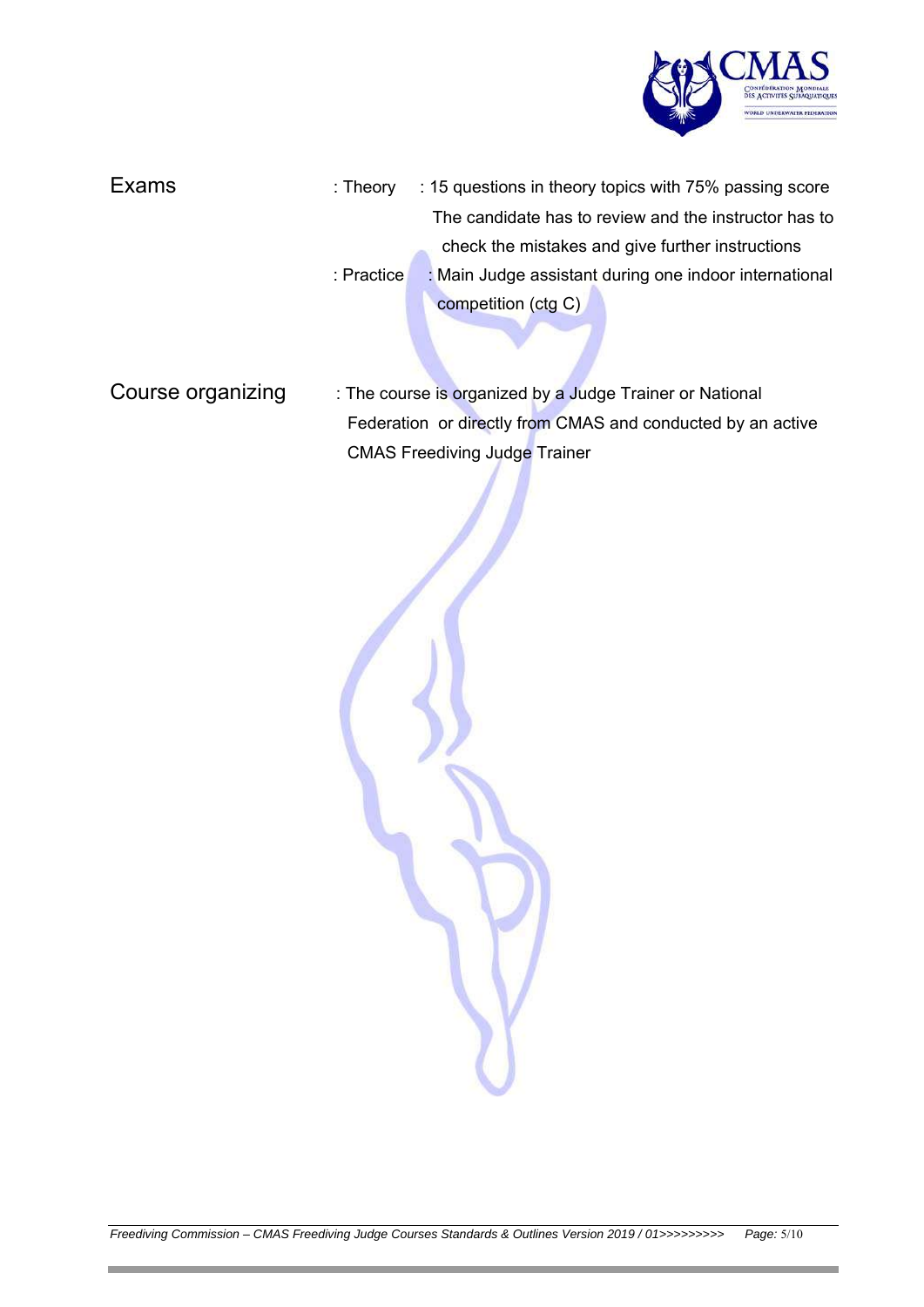**Exams**

: Theory : 15 questions in theory topics with 75% passing score
The candidate has to review and the instructor has to check the mistakes and give further instructions

: Practice : Main Judge assistant during one indoor international competition (ctg C)

**Course organizing**

: The course is organized by a Judge Trainer or National Federation or directly from CMAS and conducted by an active CMAS Freediving Judge Trainer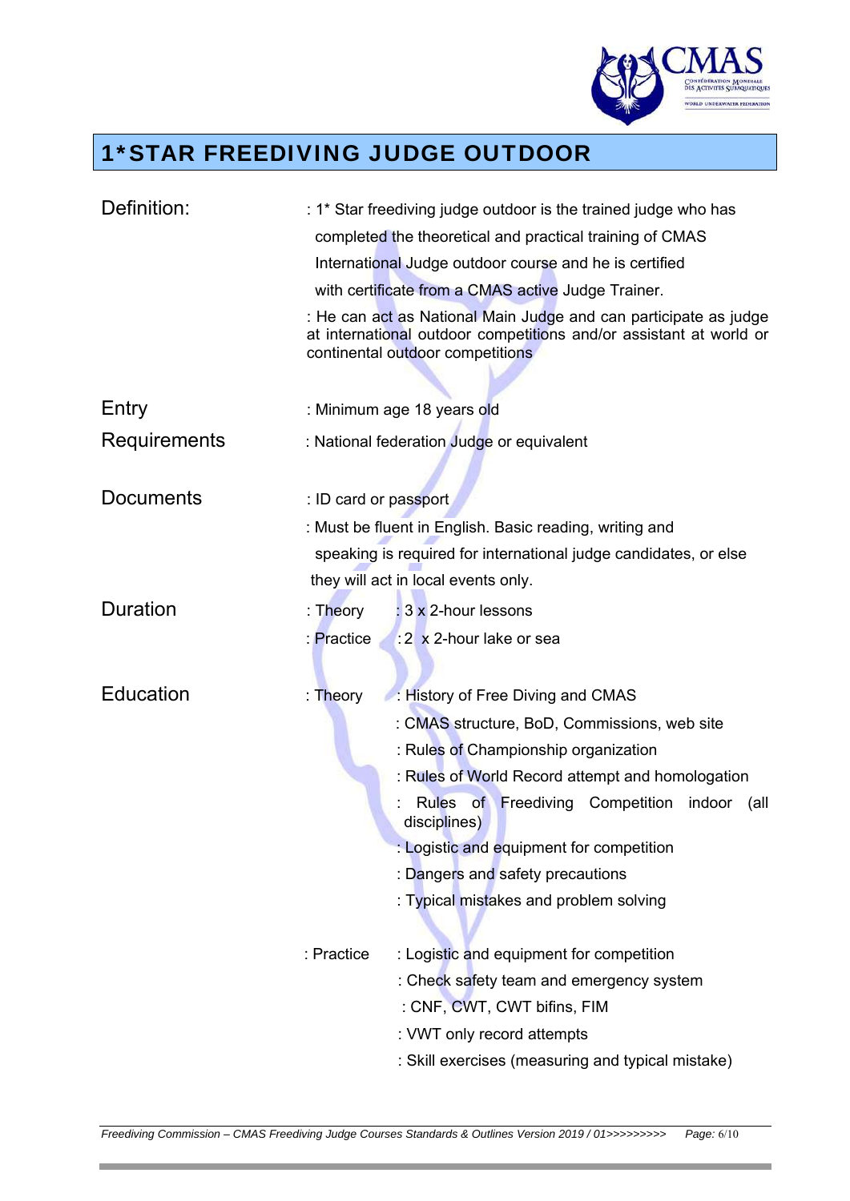# 1*STAR FREEDIVING JUDGE OUTDOOR

| | | |
|---|---|---|
| Definition: | : 1* Star freediving judge outdoor is the trained judge who has completed the theoretical and practical training of CMAS International Judge outdoor course and he is certified with certificate from a CMAS active Judge Trainer.<br>: He can act as National Main Judge and can participate as judge at international outdoor competitions and/or assistant at world or continental outdoor competitions | |
| Entry Requirements | : Minimum age 18 years old<br>: National federation Judge or equivalent | |
| Documents | : ID card or passport<br>: Must be fluent in English. Basic reading, writing and speaking is required for international judge candidates, or else they will act in local events only. | |
| Duration | : Theory | : 3 x 2-hour lessons |
| | : Practice | : 2 x 2-hour lake or sea |
| Education | : Theory | : History of Free Diving and CMAS<br>: CMAS structure, BoD, Commissions, web site<br>: Rules of Championship organization<br>: Rules of World Record attempt and homologation<br>: Rules of Freediving Competition indoor (all disciplines)<br>: Logistic and equipment for competition<br>: Dangers and safety precautions<br>: Typical mistakes and problem solving |
| | : Practice | : Logistic and equipment for competition<br>: Check safety team and emergency system<br>: CNF, CWT, CWT bifins, FIM<br>: VWT only record attempts<br>: Skill exercises (measuring and typical mistake) |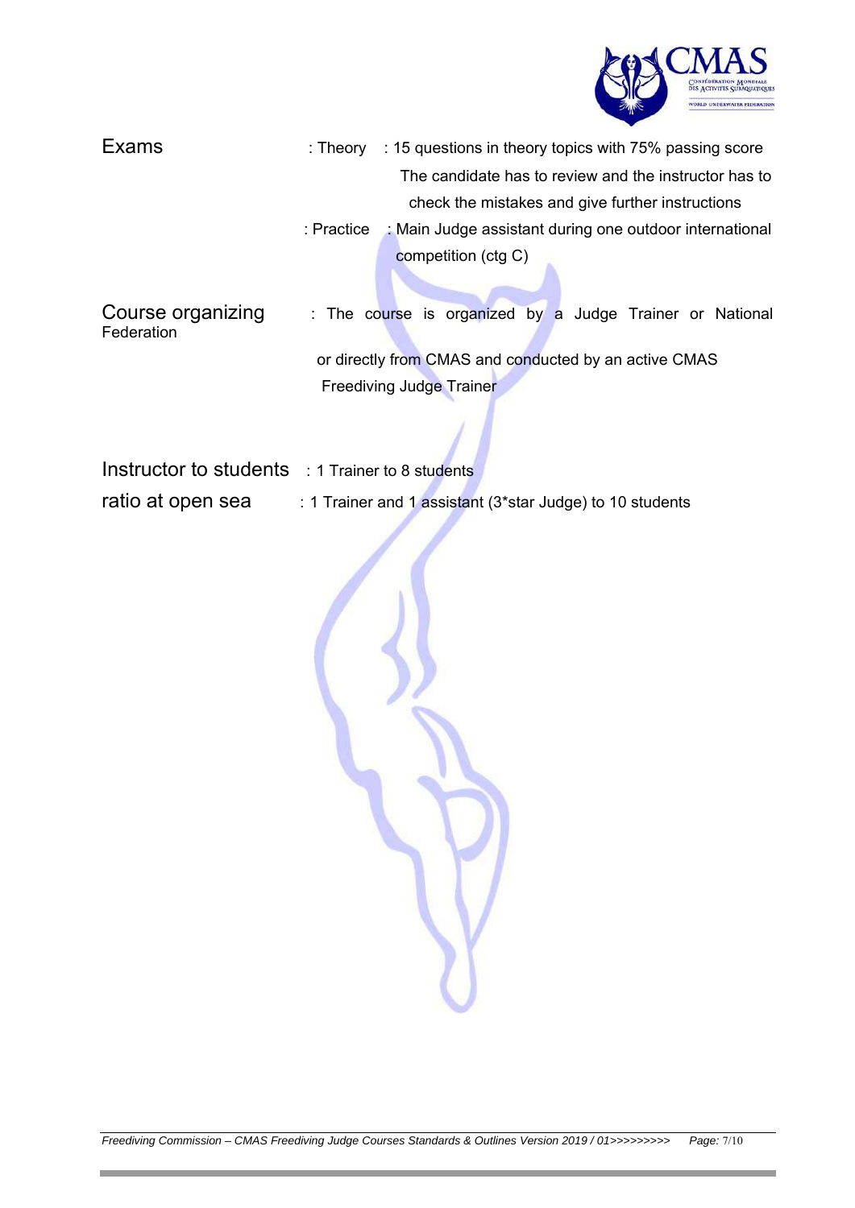**Exams** : Theory : 15 questions in theory topics with 75% passing score
The candidate has to review and the instructor has to check the mistakes and give further instructions

: Practice : Main Judge assistant during one outdoor international competition (ctg C)

**Course organizing** : The course is organized by a Judge Trainer or National Federation or directly from CMAS and conducted by an active CMAS Freediving Judge Trainer

**Instructor to students** : 1 Trainer to 8 students

**ratio at open sea** : 1 Trainer and 1 assistant (3*star Judge) to 10 students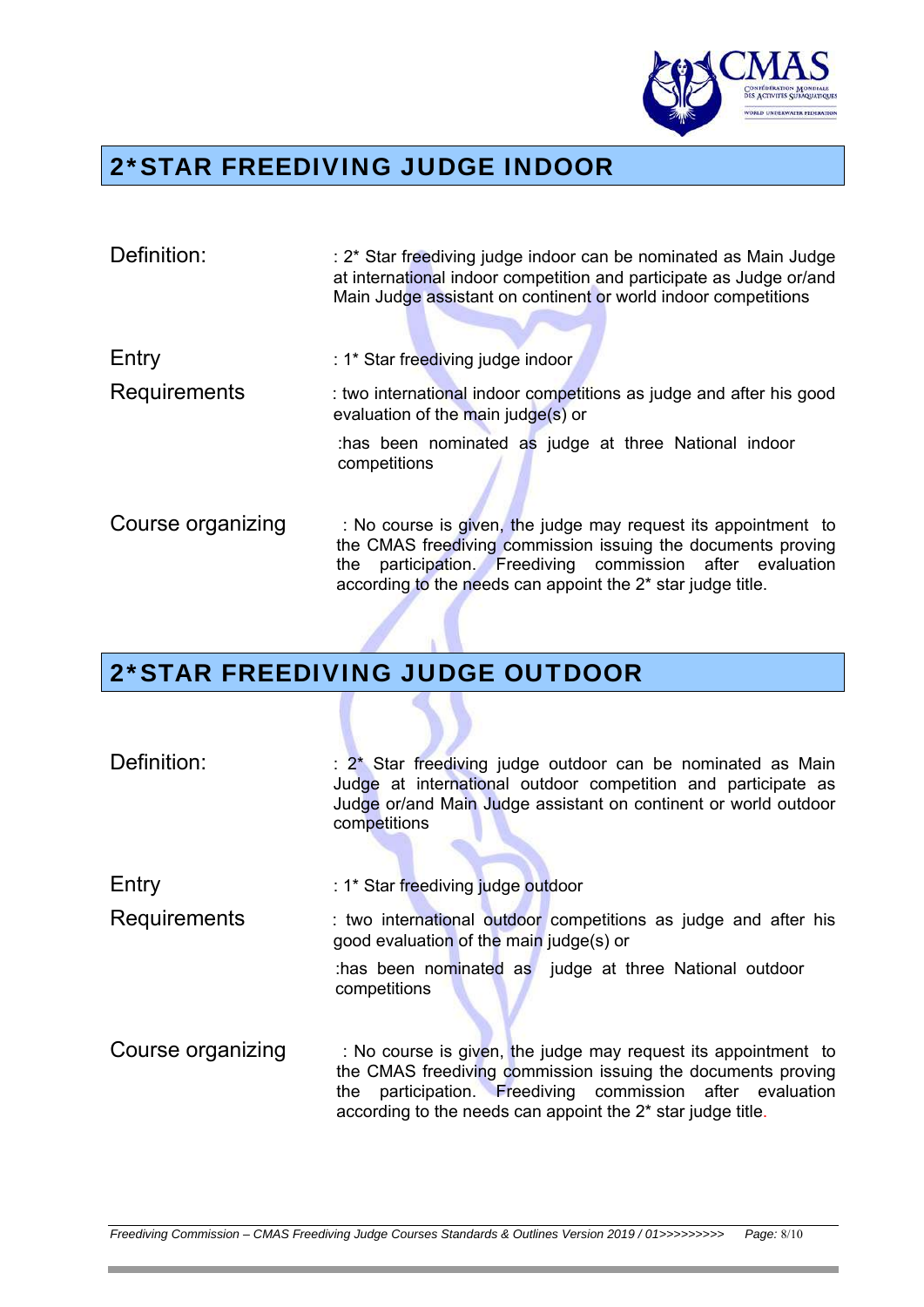## 2*STAR FREEDIVING JUDGE INDOOR

| | |
|---|---|
| Definition: | : 2* Star freediving judge indoor can be nominated as Main Judge at international indoor competition and participate as Judge or/and Main Judge assistant on continent or world indoor competitions |
| Entry Requirements | : 1* Star freediving judge indoor<br>: two international indoor competitions as judge and after his good evaluation of the main judge(s) or<br>:has been nominated as judge at three National indoor competitions |
| Course organizing | : No course is given, the judge may request its appointment to the CMAS freediving commission issuing the documents proving the participation. Freediving commission after evaluation according to the needs can appoint the 2* star judge title. |

## 2*STAR FREEDIVING JUDGE OUTDOOR

| | |
|---|---|
| Definition: | : 2* Star freediving judge outdoor can be nominated as Main Judge at international outdoor competition and participate as Judge or/and Main Judge assistant on continent or world outdoor competitions |
| Entry Requirements | : 1* Star freediving judge outdoor<br>: two international outdoor competitions as judge and after his good evaluation of the main judge(s) or<br>:has been nominated as judge at three National outdoor competitions |
| Course organizing | : No course is given, the judge may request its appointment to the CMAS freediving commission issuing the documents proving the participation. Freediving commission after evaluation according to the needs can appoint the 2* star judge title. |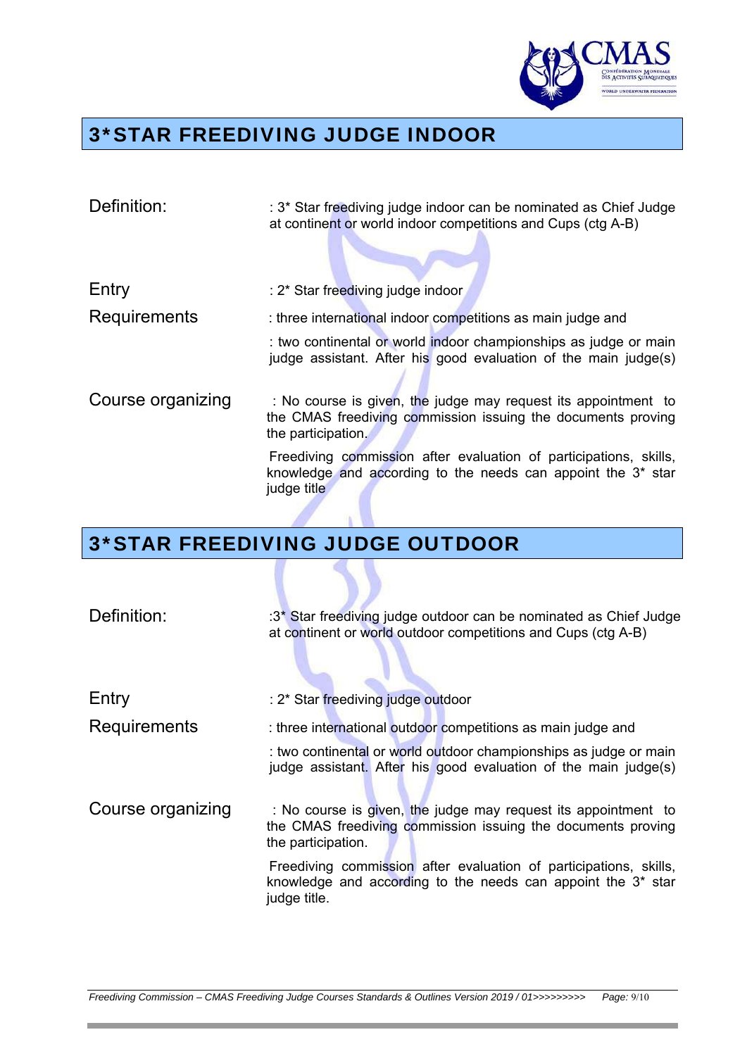## 3*STAR FREEDIVING JUDGE INDOOR

| | |
|---|---|
| Definition: | : 3* Star freediving judge indoor can be nominated as Chief Judge at continent or world indoor competitions and Cups (ctg A-B) |
| Entry Requirements | : 2* Star freediving judge indoor<br>: three international indoor competitions as main judge and<br>: two continental or world indoor championships as judge or main judge assistant. After his good evaluation of the main judge(s) |
| Course organizing | : No course is given, the judge may request its appointment to the CMAS freediving commission issuing the documents proving the participation.<br>Freediving commission after evaluation of participations, skills, knowledge and according to the needs can appoint the 3* star judge title |

## 3*STAR FREEDIVING JUDGE OUTDOOR

| | |
|---|---|
| Definition: | :3* Star freediving judge outdoor can be nominated as Chief Judge at continent or world outdoor competitions and Cups (ctg A-B) |
| Entry Requirements | : 2* Star freediving judge outdoor<br>: three international outdoor competitions as main judge and<br>: two continental or world outdoor championships as judge or main judge assistant. After his good evaluation of the main judge(s) |
| Course organizing | : No course is given, the judge may request its appointment to the CMAS freediving commission issuing the documents proving the participation.<br>Freediving commission after evaluation of participations, skills, knowledge and according to the needs can appoint the 3* star judge title. |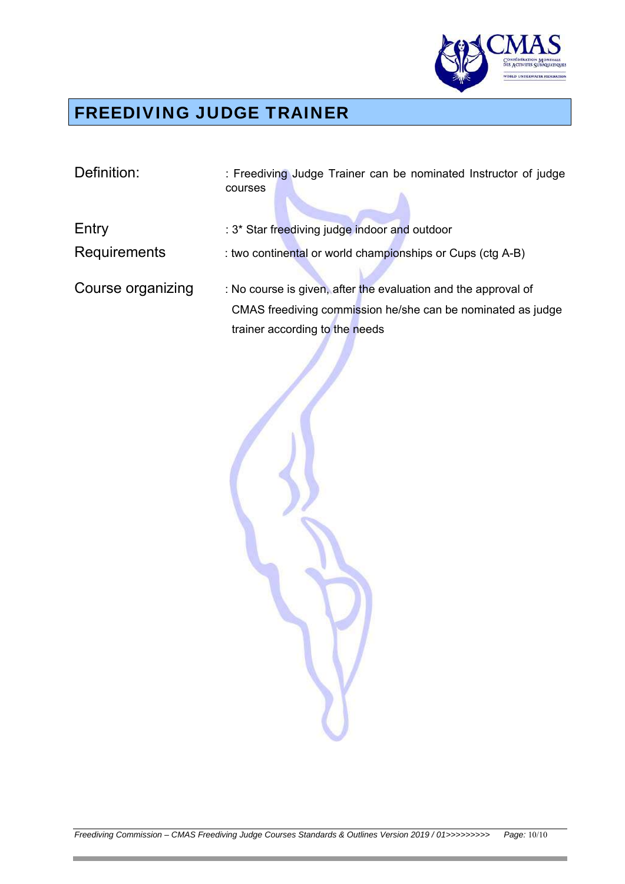# FREEDIVING JUDGE TRAINER

| | |
|---|---|
| Definition: | : Freediving Judge Trainer can be nominated Instructor of judge courses |
| Entry Requirements | : 3* Star freediving judge indoor and outdoor<br>: two continental or world championships or Cups (ctg A-B) |
| Course organizing | : No course is given, after the evaluation and the approval of CMAS freediving commission he/she can be nominated as judge trainer according to the needs |